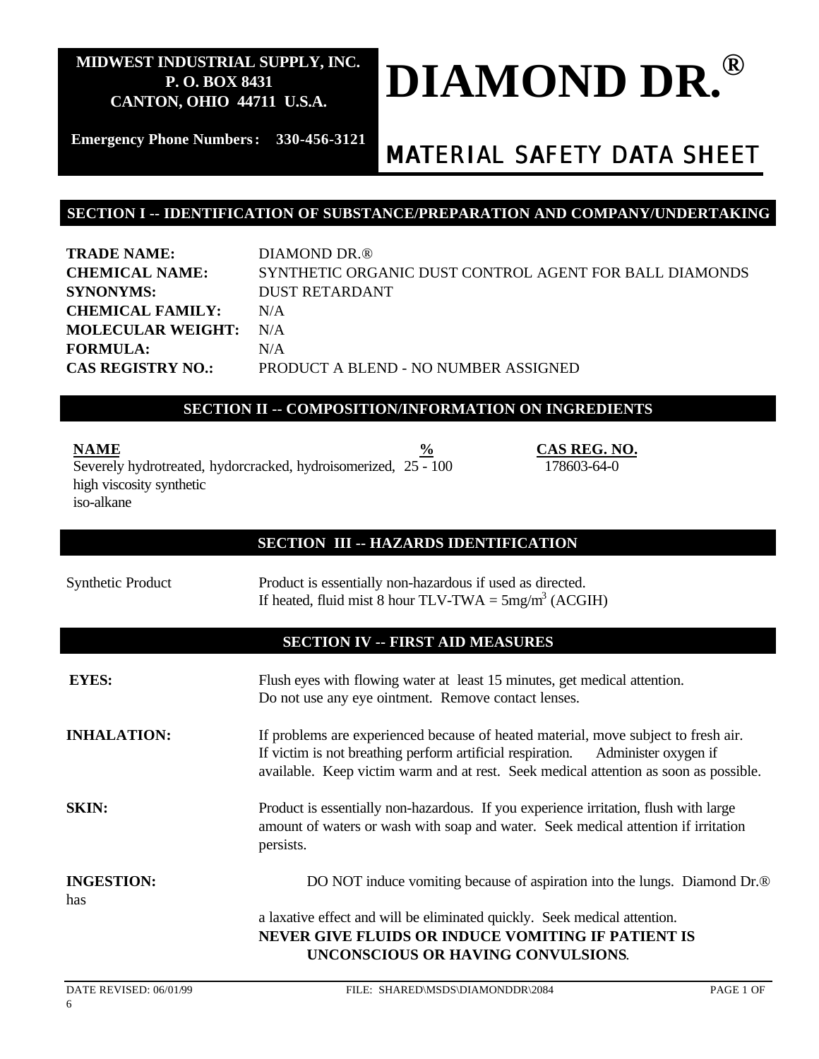**MIDWEST INDUSTRIAL SUPPLY, INC.**
**P. O. BOX 8431**
**CANTON, OHIO 44711 U.S.A.**

**Emergency Phone Numbers: 330-456-3121**

# DIAMOND DR.®

## MATERIAL SAFETY DATA SHEET

## SECTION I -- IDENTIFICATION OF SUBSTANCE/PREPARATION AND COMPANY/UNDERTAKING

**TRADE NAME:** DIAMOND DR.®
**CHEMICAL NAME:** SYNTHETIC ORGANIC DUST CONTROL AGENT FOR BALL DIAMONDS
**SYNONYMS:** DUST RETARDANT
**CHEMICAL FAMILY:** N/A
**MOLECULAR WEIGHT:** N/A
**FORMULA:** N/A
**CAS REGISTRY NO.:** PRODUCT A BLEND - NO NUMBER ASSIGNED

## SECTION II -- COMPOSITION/INFORMATION ON INGREDIENTS

| NAME | % | CAS REG. NO. |
|---|---|---|
| Severely hydrotreated, hydorcracked, hydroisomerized, high viscosity synthetic iso-alkane | 25 - 100 | 178603-64-0 |

## SECTION III -- HAZARDS IDENTIFICATION

Synthetic Product — Product is essentially non-hazardous if used as directed.
If heated, fluid mist 8 hour TLV-TWA = 5mg/m$^3$ (ACGIH)

## SECTION IV -- FIRST AID MEASURES

**EYES:** Flush eyes with flowing water at least 15 minutes, get medical attention. Do not use any eye ointment. Remove contact lenses.

**INHALATION:** If problems are experienced because of heated material, move subject to fresh air. If victim is not breathing perform artificial respiration. Administer oxygen if available. Keep victim warm and at rest. Seek medical attention as soon as possible.

**SKIN:** Product is essentially non-hazardous. If you experience irritation, flush with large amount of waters or wash with soap and water. Seek medical attention if irritation persists.

**INGESTION:** DO NOT induce vomiting because of aspiration into the lungs. Diamond Dr.® has a laxative effect and will be eliminated quickly. Seek medical attention.
**NEVER GIVE FLUIDS OR INDUCE VOMITING IF PATIENT IS UNCONSCIOUS OR HAVING CONVULSIONS.**

DATE REVISED: 06/01/99 FILE: SHARED\MSDS\DIAMONDDR\2084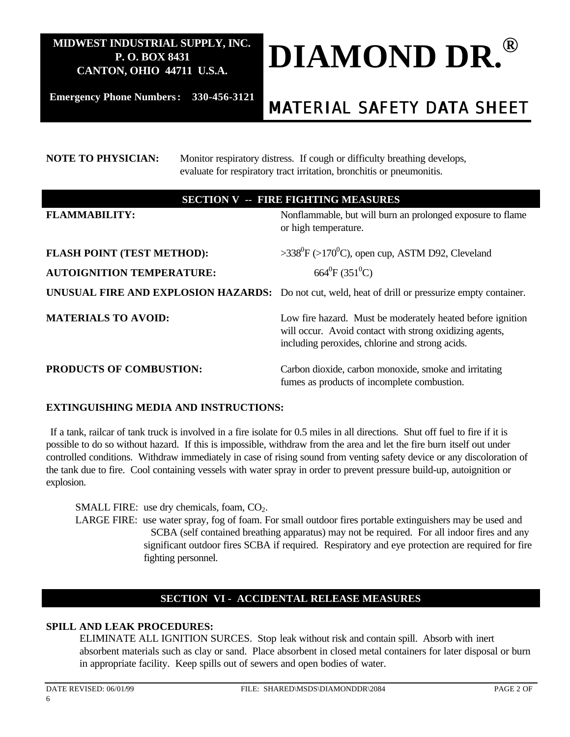**MIDWEST INDUSTRIAL SUPPLY, INC.**
**P. O. BOX 8431**
**CANTON, OHIO 44711 U.S.A.**

**Emergency Phone Numbers: 330-456-3121**

# DIAMOND DR.®

## MATERIAL SAFETY DATA SHEET

**NOTE TO PHYSICIAN:** Monitor respiratory distress. If cough or difficulty breathing develops, evaluate for respiratory tract irritation, bronchitis or pneumonitis.

## SECTION V -- FIRE FIGHTING MEASURES

**FLAMMABILITY:** Nonflammable, but will burn an prolonged exposure to flame or high temperature.

**FLASH POINT (TEST METHOD):** >338$^0$F (>170$^0$C), open cup, ASTM D92, Cleveland

**AUTOIGNITION TEMPERATURE:** 664$^0$F (351$^0$C)

**UNUSUAL FIRE AND EXPLOSION HAZARDS:** Do not cut, weld, heat of drill or pressurize empty container.

**MATERIALS TO AVOID:** Low fire hazard. Must be moderately heated before ignition will occur. Avoid contact with strong oxidizing agents, including peroxides, chlorine and strong acids.

**PRODUCTS OF COMBUSTION:** Carbon dioxide, carbon monoxide, smoke and irritating fumes as products of incomplete combustion.

**EXTINGUISHING MEDIA AND INSTRUCTIONS:**

If a tank, railcar of tank truck is involved in a fire isolate for 0.5 miles in all directions. Shut off fuel to fire if it is possible to do so without hazard. If this is impossible, withdraw from the area and let the fire burn itself out under controlled conditions. Withdraw immediately in case of rising sound from venting safety device or any discoloration of the tank due to fire. Cool containing vessels with water spray in order to prevent pressure build-up, autoignition or explosion.

SMALL FIRE: use dry chemicals, foam, $CO_2$.
LARGE FIRE: use water spray, fog of foam. For small outdoor fires portable extinguishers may be used and SCBA (self contained breathing apparatus) may not be required. For all indoor fires and any significant outdoor fires SCBA if required. Respiratory and eye protection are required for fire fighting personnel.

## SECTION VI - ACCIDENTAL RELEASE MEASURES

**SPILL AND LEAK PROCEDURES:**
ELIMINATE ALL IGNITION SURCES. Stop leak without risk and contain spill. Absorb with inert absorbent materials such as clay or sand. Place absorbent in closed metal containers for later disposal or burn in appropriate facility. Keep spills out of sewers and open bodies of water.

DATE REVISED: 06/01/99 FILE: SHARED\MSDS\DIAMONDDR\2084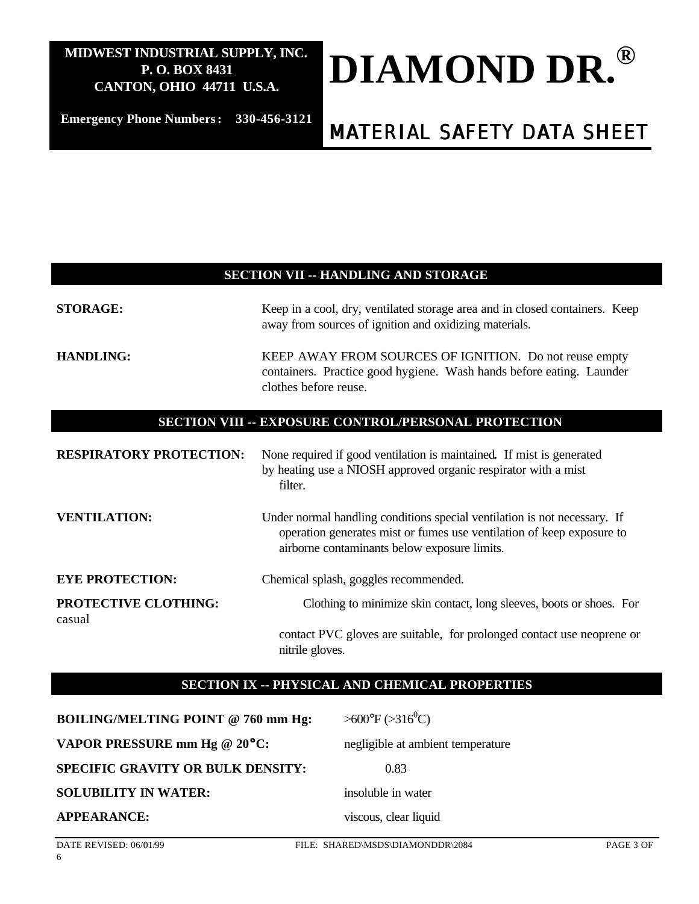MIDWEST INDUSTRIAL SUPPLY, INC.
P. O. BOX 8431
CANTON, OHIO 44711 U.S.A.

Emergency Phone Numbers: 330-456-3121

# DIAMOND DR.®

## MATERIAL SAFETY DATA SHEET

## SECTION VII -- HANDLING AND STORAGE

**STORAGE:** Keep in a cool, dry, ventilated storage area and in closed containers. Keep away from sources of ignition and oxidizing materials.

**HANDLING:** KEEP AWAY FROM SOURCES OF IGNITION. Do not reuse empty containers. Practice good hygiene. Wash hands before eating. Launder clothes before reuse.

## SECTION VIII -- EXPOSURE CONTROL/PERSONAL PROTECTION

**RESPIRATORY PROTECTION:** None required if good ventilation is maintained. If mist is generated by heating use a NIOSH approved organic respirator with a mist filter.

**VENTILATION:** Under normal handling conditions special ventilation is not necessary. If operation generates mist or fumes use ventilation of keep exposure to airborne contaminants below exposure limits.

**EYE PROTECTION:** Chemical splash, goggles recommended.

**PROTECTIVE CLOTHING:** Clothing to minimize skin contact, long sleeves, boots or shoes. For casual contact PVC gloves are suitable, for prolonged contact use neoprene or nitrile gloves.

## SECTION IX -- PHYSICAL AND CHEMICAL PROPERTIES

**BOILING/MELTING POINT @ 760 mm Hg:** >600°F (>316°C)

**VAPOR PRESSURE mm Hg @ 20°C:** negligible at ambient temperature

**SPECIFIC GRAVITY OR BULK DENSITY:** 0.83

**SOLUBILITY IN WATER:** insoluble in water

**APPEARANCE:** viscous, clear liquid

DATE REVISED: 06/01/99 FILE: SHARED\MSDS\DIAMONDDR\2084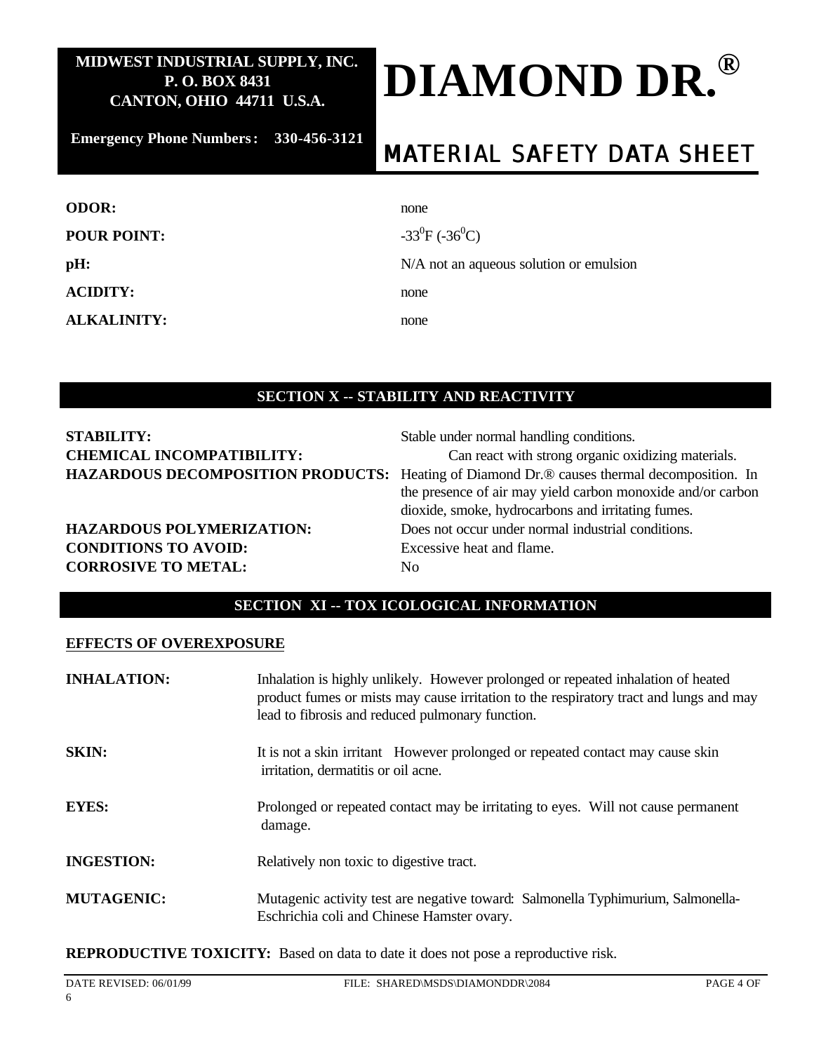| | |
|---|---|
| **ODOR:** | none |
| **POUR POINT:** | $-33^0$F ($-36^0$C) |
| **pH:** | N/A not an aqueous solution or emulsion |
| **ACIDITY:** | none |
| **ALKALINITY:** | none |

## SECTION X -- STABILITY AND REACTIVITY

| | |
|---|---|
| **STABILITY:** | Stable under normal handling conditions. |
| **CHEMICAL INCOMPATIBILITY:** | Can react with strong organic oxidizing materials. |
| **HAZARDOUS DECOMPOSITION PRODUCTS:** | Heating of Diamond Dr.® causes thermal decomposition. In the presence of air may yield carbon monoxide and/or carbon dioxide, smoke, hydrocarbons and irritating fumes. |
| **HAZARDOUS POLYMERIZATION:** | Does not occur under normal industrial conditions. |
| **CONDITIONS TO AVOID:** | Excessive heat and flame. |
| **CORROSIVE TO METAL:** | No |

## SECTION XI -- TOX ICOLOGICAL INFORMATION

**EFFECTS OF OVEREXPOSURE**

| | |
|---|---|
| **INHALATION:** | Inhalation is highly unlikely. However prolonged or repeated inhalation of heated product fumes or mists may cause irritation to the respiratory tract and lungs and may lead to fibrosis and reduced pulmonary function. |
| **SKIN:** | It is not a skin irritant However prolonged or repeated contact may cause skin irritation, dermatitis or oil acne. |
| **EYES:** | Prolonged or repeated contact may be irritating to eyes. Will not cause permanent damage. |
| **INGESTION:** | Relatively non toxic to digestive tract. |
| **MUTAGENIC:** | Mutagenic activity test are negative toward: Salmonella Typhimurium, Salmonella-Eschrichia coli and Chinese Hamster ovary. |

**REPRODUCTIVE TOXICITY:** Based on data to date it does not pose a reproductive risk.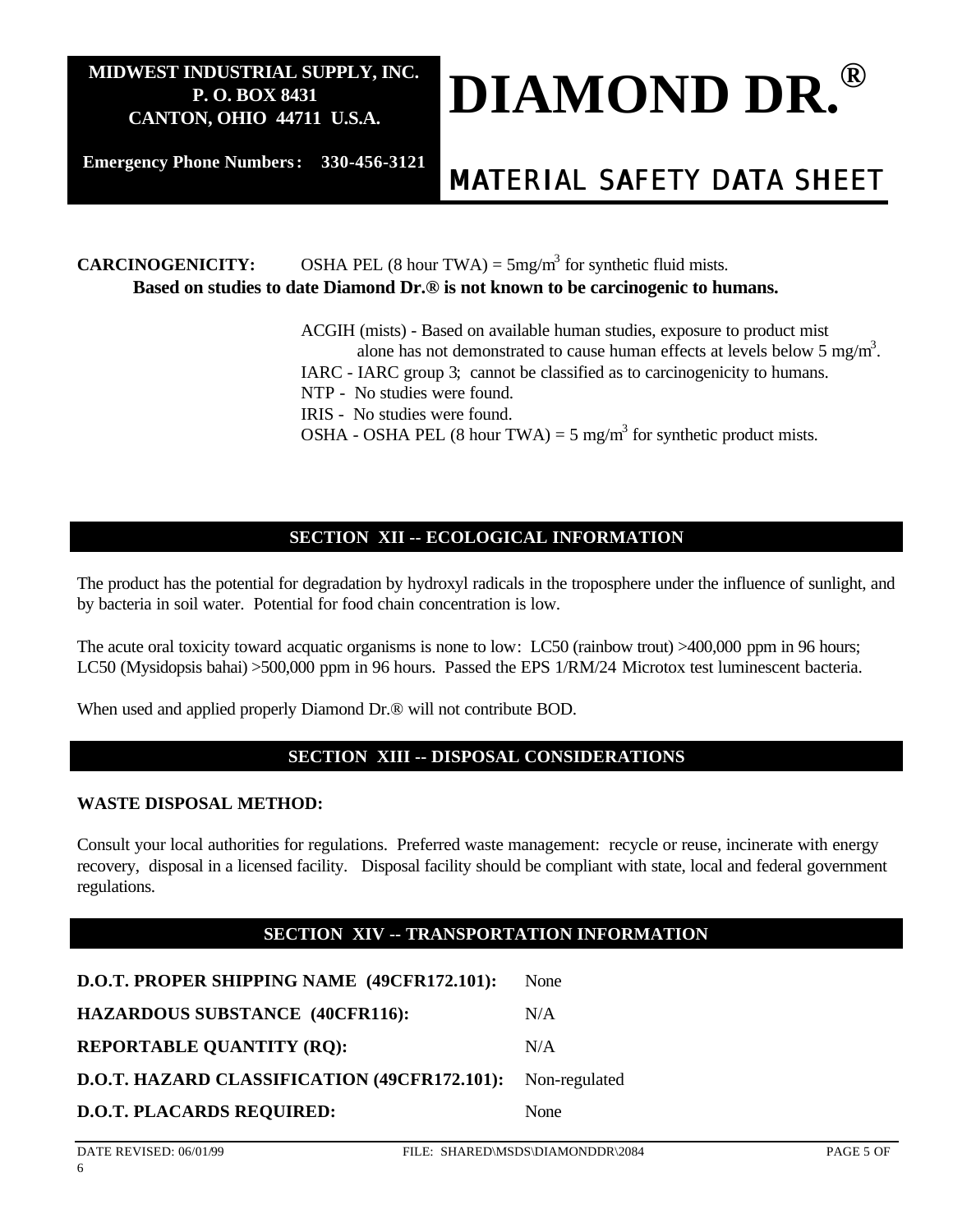**CARCINOGENICITY:** OSHA PEL (8 hour TWA) = 5mg/m$^3$ for synthetic fluid mists.

**Based on studies to date Diamond Dr.® is not known to be carcinogenic to humans.**

ACGIH (mists) - Based on available human studies, exposure to product mist alone has not demonstrated to cause human effects at levels below 5 mg/m$^3$.

IARC - IARC group 3; cannot be classified as to carcinogenicity to humans.

NTP - No studies were found.

IRIS - No studies were found.

OSHA - OSHA PEL (8 hour TWA) = 5 mg/m$^3$ for synthetic product mists.

## SECTION XII -- ECOLOGICAL INFORMATION

The product has the potential for degradation by hydroxyl radicals in the troposphere under the influence of sunlight, and by bacteria in soil water. Potential for food chain concentration is low.

The acute oral toxicity toward acquatic organisms is none to low: LC50 (rainbow trout) >400,000 ppm in 96 hours; LC50 (Mysidopsis bahai) >500,000 ppm in 96 hours. Passed the EPS 1/RM/24 Microtox test luminescent bacteria.

When used and applied properly Diamond Dr.® will not contribute BOD.

## SECTION XIII -- DISPOSAL CONSIDERATIONS

**WASTE DISPOSAL METHOD:**

Consult your local authorities for regulations. Preferred waste management: recycle or reuse, incinerate with energy recovery, disposal in a licensed facility. Disposal facility should be compliant with state, local and federal government regulations.

## SECTION XIV -- TRANSPORTATION INFORMATION

| | |
|---|---|
| **D.O.T. PROPER SHIPPING NAME (49CFR172.101):** | None |
| **HAZARDOUS SUBSTANCE (40CFR116):** | N/A |
| **REPORTABLE QUANTITY (RQ):** | N/A |
| **D.O.T. HAZARD CLASSIFICATION (49CFR172.101):** | Non-regulated |
| **D.O.T. PLACARDS REQUIRED:** | None |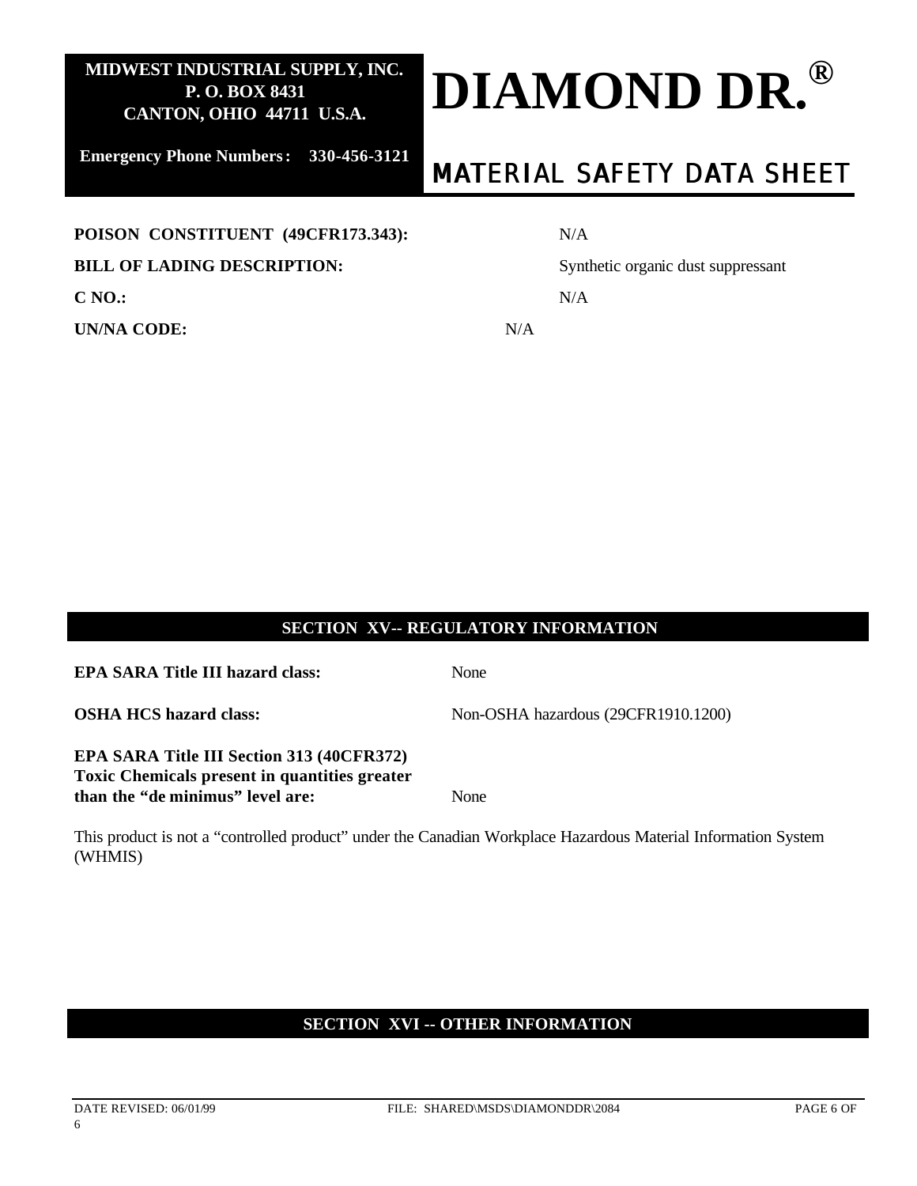**POISON CONSTITUENT (49CFR173.343):** N/A

**BILL OF LADING DESCRIPTION:** Synthetic organic dust suppressant

**C NO.:** N/A

**UN/NA CODE:** N/A

## SECTION XV-- REGULATORY INFORMATION

**EPA SARA Title III hazard class:** None

**OSHA HCS hazard class:** Non-OSHA hazardous (29CFR1910.1200)

**EPA SARA Title III Section 313 (40CFR372) Toxic Chemicals present in quantities greater than the "de minimus" level are:** None

This product is not a "controlled product" under the Canadian Workplace Hazardous Material Information System (WHMIS)

## SECTION XVI -- OTHER INFORMATION

DATE REVISED: 06/01/99 FILE: SHARED\MSDS\DIAMONDDR\2084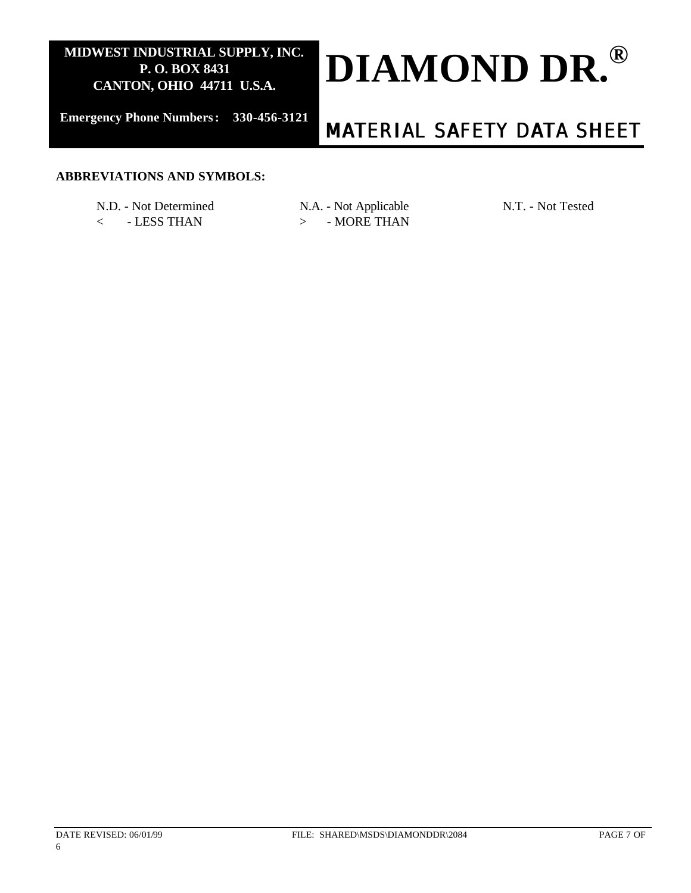## ABBREVIATIONS AND SYMBOLS:

| | | |
|---|---|---|
| N.D. - Not Determined | N.A. - Not Applicable | N.T. - Not Tested |
| < - LESS THAN | > - MORE THAN | |